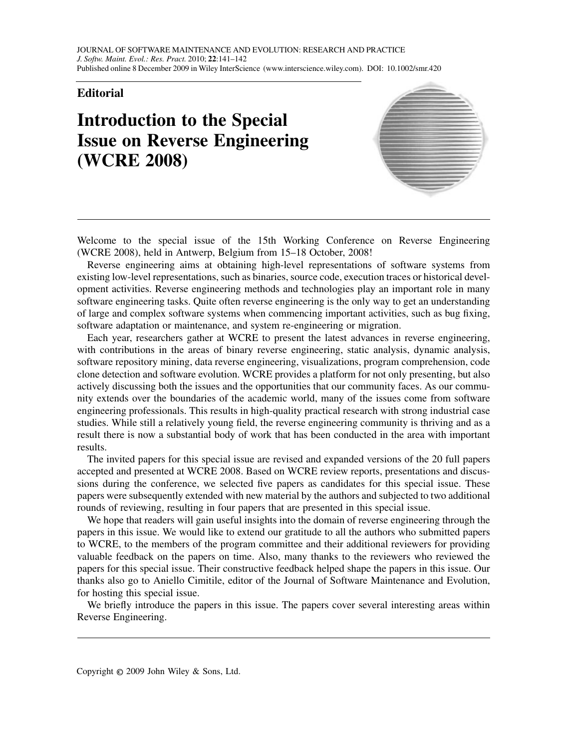**Editorial**

# Introduction to the Special Issue on Reverse Engineering (WCRE 2008)

Welcome to the special issue of the 15th Working Conference on Reverse Engineering (WCRE 2008), held in Antwerp, Belgium from 15–18 October, 2008!

Reverse engineering aims at obtaining high-level representations of software systems from existing low-level representations, such as binaries, source code, execution traces or historical development activities. Reverse engineering methods and technologies play an important role in many software engineering tasks. Quite often reverse engineering is the only way to get an understanding of large and complex software systems when commencing important activities, such as bug fixing, software adaptation or maintenance, and system re-engineering or migration.

Each year, researchers gather at WCRE to present the latest advances in reverse engineering, with contributions in the areas of binary reverse engineering, static analysis, dynamic analysis, software repository mining, data reverse engineering, visualizations, program comprehension, code clone detection and software evolution. WCRE provides a platform for not only presenting, but also actively discussing both the issues and the opportunities that our community faces. As our community extends over the boundaries of the academic world, many of the issues come from software engineering professionals. This results in high-quality practical research with strong industrial case studies. While still a relatively young field, the reverse engineering community is thriving and as a result there is now a substantial body of work that has been conducted in the area with important results.

The invited papers for this special issue are revised and expanded versions of the 20 full papers accepted and presented at WCRE 2008. Based on WCRE review reports, presentations and discussions during the conference, we selected five papers as candidates for this special issue. These papers were subsequently extended with new material by the authors and subjected to two additional rounds of reviewing, resulting in four papers that are presented in this special issue.

We hope that readers will gain useful insights into the domain of reverse engineering through the papers in this issue. We would like to extend our gratitude to all the authors who submitted papers to WCRE, to the members of the program committee and their additional reviewers for providing valuable feedback on the papers on time. Also, many thanks to the reviewers who reviewed the papers for this special issue. Their constructive feedback helped shape the papers in this issue. Our thanks also go to Aniello Cimitile, editor of the Journal of Software Maintenance and Evolution, for hosting this special issue.

We briefly introduce the papers in this issue. The papers cover several interesting areas within Reverse Engineering.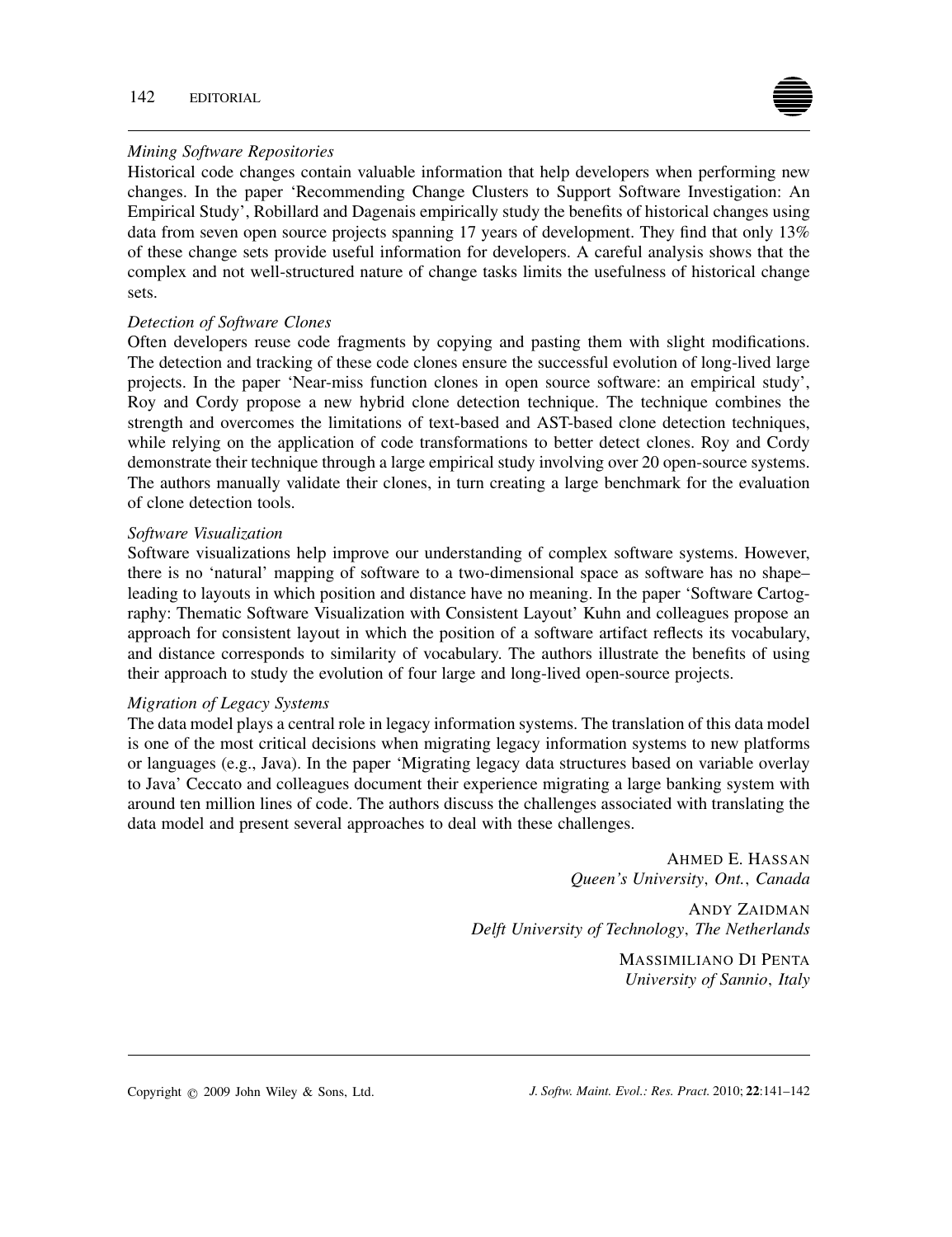*Mining Software Repositories*

Historical code changes contain valuable information that help developers when performing new changes. In the paper 'Recommending Change Clusters to Support Software Investigation: An Empirical Study', Robillard and Dagenais empirically study the benefits of historical changes using data from seven open source projects spanning 17 years of development. They find that only 13% of these change sets provide useful information for developers. A careful analysis shows that the complex and not well-structured nature of change tasks limits the usefulness of historical change sets.

*Detection of Software Clones*

Often developers reuse code fragments by copying and pasting them with slight modifications. The detection and tracking of these code clones ensure the successful evolution of long-lived large projects. In the paper 'Near-miss function clones in open source software: an empirical study', Roy and Cordy propose a new hybrid clone detection technique. The technique combines the strength and overcomes the limitations of text-based and AST-based clone detection techniques, while relying on the application of code transformations to better detect clones. Roy and Cordy demonstrate their technique through a large empirical study involving over 20 open-source systems. The authors manually validate their clones, in turn creating a large benchmark for the evaluation of clone detection tools.

*Software Visualization*

Software visualizations help improve our understanding of complex software systems. However, there is no 'natural' mapping of software to a two-dimensional space as software has no shape– leading to layouts in which position and distance have no meaning. In the paper 'Software Cartography: Thematic Software Visualization with Consistent Layout' Kuhn and colleagues propose an approach for consistent layout in which the position of a software artifact reflects its vocabulary, and distance corresponds to similarity of vocabulary. The authors illustrate the benefits of using their approach to study the evolution of four large and long-lived open-source projects.

*Migration of Legacy Systems*

The data model plays a central role in legacy information systems. The translation of this data model is one of the most critical decisions when migrating legacy information systems to new platforms or languages (e.g., Java). In the paper 'Migrating legacy data structures based on variable overlay to Java' Ceccato and colleagues document their experience migrating a large banking system with around ten million lines of code. The authors discuss the challenges associated with translating the data model and present several approaches to deal with these challenges.

AHMED E. HASSAN
*Queen's University, Ont., Canada*

ANDY ZAIDMAN
*Delft University of Technology, The Netherlands*

MASSIMILIANO DI PENTA
*University of Sannio, Italy*